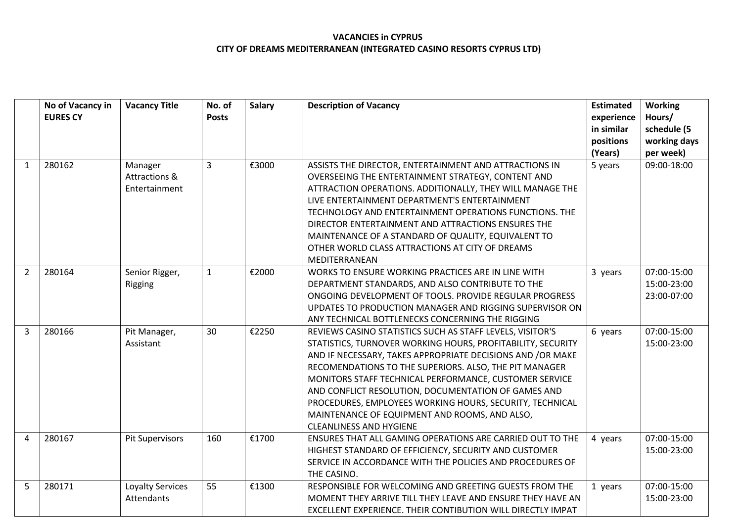**VACANCIES in CYPRUS**
**CITY OF DREAMS MEDITERRANEAN (INTEGRATED CASINO RESORTS CYPRUS LTD)**

| | No of Vacancy in EURES CY | Vacancy Title | No. of Posts | Salary | Description of Vacancy | Estimated experience in similar positions (Years) | Working Hours/ schedule (5 working days per week) |
|---|---|---|---|---|---|---|---|
| 1 | 280162 | Manager Attractions & Entertainment | 3 | €3000 | ASSISTS THE DIRECTOR, ENTERTAINMENT AND ATTRACTIONS IN OVERSEEING THE ENTERTAINMENT STRATEGY, CONTENT AND ATTRACTION OPERATIONS. ADDITIONALLY, THEY WILL MANAGE THE LIVE ENTERTAINMENT DEPARTMENT'S ENTERTAINMENT TECHNOLOGY AND ENTERTAINMENT OPERATIONS FUNCTIONS. THE DIRECTOR ENTERTAINMENT AND ATTRACTIONS ENSURES THE MAINTENANCE OF A STANDARD OF QUALITY, EQUIVALENT TO OTHER WORLD CLASS ATTRACTIONS AT CITY OF DREAMS MEDITERRANEAN | 5 years | 09:00-18:00 |
| 2 | 280164 | Senior Rigger, Rigging | 1 | €2000 | WORKS TO ENSURE WORKING PRACTICES ARE IN LINE WITH DEPARTMENT STANDARDS, AND ALSO CONTRIBUTE TO THE ONGOING DEVELOPMENT OF TOOLS. PROVIDE REGULAR PROGRESS UPDATES TO PRODUCTION MANAGER AND RIGGING SUPERVISOR ON ANY TECHNICAL BOTTLENECKS CONCERNING THE RIGGING | 3 years | 07:00-15:00<br>15:00-23:00<br>23:00-07:00 |
| 3 | 280166 | Pit Manager, Assistant | 30 | €2250 | REVIEWS CASINO STATISTICS SUCH AS STAFF LEVELS, VISITOR'S STATISTICS, TURNOVER WORKING HOURS, PROFITABILITY, SECURITY AND IF NECESSARY, TAKES APPROPRIATE DECISIONS AND /OR MAKE RECOMENDATIONS TO THE SUPERIORS. ALSO, THE PIT MANAGER MONITORS STAFF TECHNICAL PERFORMANCE, CUSTOMER SERVICE AND CONFLICT RESOLUTION, DOCUMENTATION OF GAMES AND PROCEDURES, EMPLOYEES WORKING HOURS, SECURITY, TECHNICAL MAINTENANCE OF EQUIPMENT AND ROOMS, AND ALSO, CLEANLINESS AND HYGIENE | 6 years | 07:00-15:00<br>15:00-23:00 |
| 4 | 280167 | Pit Supervisors | 160 | €1700 | ENSURES THAT ALL GAMING OPERATIONS ARE CARRIED OUT TO THE HIGHEST STANDARD OF EFFICIENCY, SECURITY AND CUSTOMER SERVICE IN ACCORDANCE WITH THE POLICIES AND PROCEDURES OF THE CASINO. | 4 years | 07:00-15:00<br>15:00-23:00 |
| 5 | 280171 | Loyalty Services Attendants | 55 | €1300 | RESPONSIBLE FOR WELCOMING AND GREETING GUESTS FROM THE MOMENT THEY ARRIVE TILL THEY LEAVE AND ENSURE THEY HAVE AN EXCELLENT EXPERIENCE. THEIR CONTIBUTION WILL DIRECTLY IMPAT | 1 years | 07:00-15:00<br>15:00-23:00 |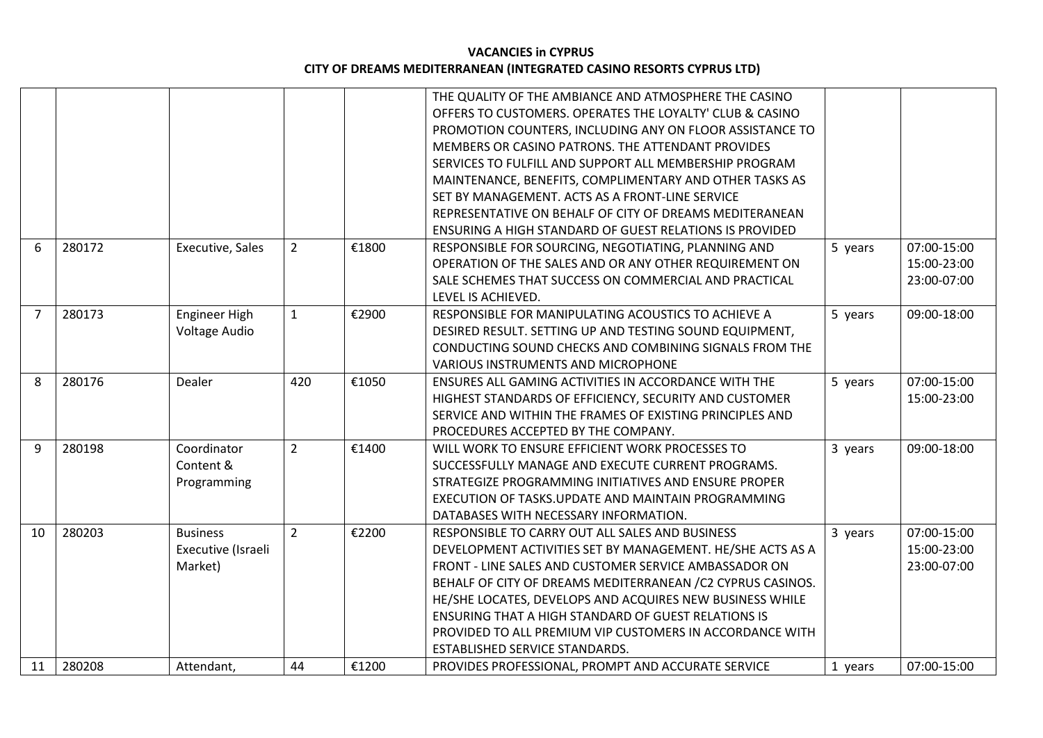**VACANCIES in CYPRUS**
**CITY OF DREAMS MEDITERRANEAN (INTEGRATED CASINO RESORTS CYPRUS LTD)**

| | | | | | | | |
|---|---|---|---|---|---|---|---|
| | | | | | THE QUALITY OF THE AMBIANCE AND ATMOSPHERE THE CASINO OFFERS TO CUSTOMERS. OPERATES THE LOYALTY' CLUB & CASINO PROMOTION COUNTERS, INCLUDING ANY ON FLOOR ASSISTANCE TO MEMBERS OR CASINO PATRONS. THE ATTENDANT PROVIDES SERVICES TO FULFILL AND SUPPORT ALL MEMBERSHIP PROGRAM MAINTENANCE, BENEFITS, COMPLIMENTARY AND OTHER TASKS AS SET BY MANAGEMENT. ACTS AS A FRONT-LINE SERVICE REPRESENTATIVE ON BEHALF OF CITY OF DREAMS MEDITERANEAN ENSURING A HIGH STANDARD OF GUEST RELATIONS IS PROVIDED | | |
| 6 | 280172 | Executive, Sales | 2 | €1800 | RESPONSIBLE FOR SOURCING, NEGOTIATING, PLANNING AND OPERATION OF THE SALES AND OR ANY OTHER REQUIREMENT ON SALE SCHEMES THAT SUCCESS ON COMMERCIAL AND PRACTICAL LEVEL IS ACHIEVED. | 5 years | 07:00-15:00 15:00-23:00 23:00-07:00 |
| 7 | 280173 | Engineer High Voltage Audio | 1 | €2900 | RESPONSIBLE FOR MANIPULATING ACOUSTICS TO ACHIEVE A DESIRED RESULT. SETTING UP AND TESTING SOUND EQUIPMENT, CONDUCTING SOUND CHECKS AND COMBINING SIGNALS FROM THE VARIOUS INSTRUMENTS AND MICROPHONE | 5 years | 09:00-18:00 |
| 8 | 280176 | Dealer | 420 | €1050 | ENSURES ALL GAMING ACTIVITIES IN ACCORDANCE WITH THE HIGHEST STANDARDS OF EFFICIENCY, SECURITY AND CUSTOMER SERVICE AND WITHIN THE FRAMES OF EXISTING PRINCIPLES AND PROCEDURES ACCEPTED BY THE COMPANY. | 5 years | 07:00-15:00 15:00-23:00 |
| 9 | 280198 | Coordinator Content & Programming | 2 | €1400 | WILL WORK TO ENSURE EFFICIENT WORK PROCESSES TO SUCCESSFULLY MANAGE AND EXECUTE CURRENT PROGRAMS. STRATEGIZE PROGRAMMING INITIATIVES AND ENSURE PROPER EXECUTION OF TASKS.UPDATE AND MAINTAIN PROGRAMMING DATABASES WITH NECESSARY INFORMATION. | 3 years | 09:00-18:00 |
| 10 | 280203 | Business Executive (Israeli Market) | 2 | €2200 | RESPONSIBLE TO CARRY OUT ALL SALES AND BUSINESS DEVELOPMENT ACTIVITIES SET BY MANAGEMENT. HE/SHE ACTS AS A FRONT - LINE SALES AND CUSTOMER SERVICE AMBASSADOR ON BEHALF OF CITY OF DREAMS MEDITERRANEAN /C2 CYPRUS CASINOS. HE/SHE LOCATES, DEVELOPS AND ACQUIRES NEW BUSINESS WHILE ENSURING THAT A HIGH STANDARD OF GUEST RELATIONS IS PROVIDED TO ALL PREMIUM VIP CUSTOMERS IN ACCORDANCE WITH ESTABLISHED SERVICE STANDARDS. | 3 years | 07:00-15:00 15:00-23:00 23:00-07:00 |
| 11 | 280208 | Attendant, | 44 | €1200 | PROVIDES PROFESSIONAL, PROMPT AND ACCURATE SERVICE | 1 years | 07:00-15:00 |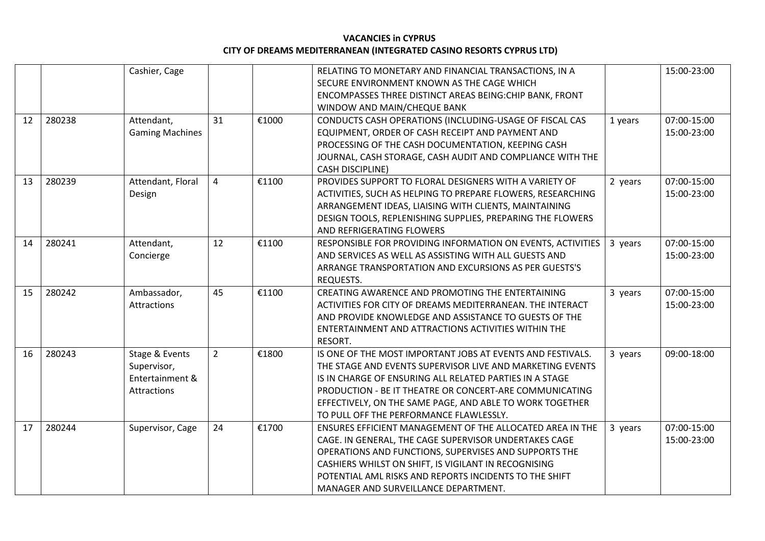**VACANCIES in CYPRUS**
**CITY OF DREAMS MEDITERRANEAN (INTEGRATED CASINO RESORTS CYPRUS LTD)**

| | | | | | | | |
|---|---|---|---|---|---|---|---|
| | | Cashier, Cage | | | RELATING TO MONETARY AND FINANCIAL TRANSACTIONS, IN A SECURE ENVIRONMENT KNOWN AS THE CAGE WHICH ENCOMPASSES THREE DISTINCT AREAS BEING:CHIP BANK, FRONT WINDOW AND MAIN/CHEQUE BANK | | 15:00-23:00 |
| 12 | 280238 | Attendant, Gaming Machines | 31 | €1000 | CONDUCTS CASH OPERATIONS (INCLUDING-USAGE OF FISCAL CAS EQUIPMENT, ORDER OF CASH RECEIPT AND PAYMENT AND PROCESSING OF THE CASH DOCUMENTATION, KEEPING CASH JOURNAL, CASH STORAGE, CASH AUDIT AND COMPLIANCE WITH THE CASH DISCIPLINE) | 1 years | 07:00-15:00 15:00-23:00 |
| 13 | 280239 | Attendant, Floral Design | 4 | €1100 | PROVIDES SUPPORT TO FLORAL DESIGNERS WITH A VARIETY OF ACTIVITIES, SUCH AS HELPING TO PREPARE FLOWERS, RESEARCHING ARRANGEMENT IDEAS, LIAISING WITH CLIENTS, MAINTAINING DESIGN TOOLS, REPLENISHING SUPPLIES, PREPARING THE FLOWERS AND REFRIGERATING FLOWERS | 2 years | 07:00-15:00 15:00-23:00 |
| 14 | 280241 | Attendant, Concierge | 12 | €1100 | RESPONSIBLE FOR PROVIDING INFORMATION ON EVENTS, ACTIVITIES AND SERVICES AS WELL AS ASSISTING WITH ALL GUESTS AND ARRANGE TRANSPORTATION AND EXCURSIONS AS PER GUESTS'S REQUESTS. | 3 years | 07:00-15:00 15:00-23:00 |
| 15 | 280242 | Ambassador, Attractions | 45 | €1100 | CREATING AWARENCE AND PROMOTING THE ENTERTAINING ACTIVITIES FOR CITY OF DREAMS MEDITERRANEAN. THE INTERACT AND PROVIDE KNOWLEDGE AND ASSISTANCE TO GUESTS OF THE ENTERTAINMENT AND ATTRACTIONS ACTIVITIES WITHIN THE RESORT. | 3 years | 07:00-15:00 15:00-23:00 |
| 16 | 280243 | Stage & Events Supervisor, Entertainment & Attractions | 2 | €1800 | IS ONE OF THE MOST IMPORTANT JOBS AT EVENTS AND FESTIVALS. THE STAGE AND EVENTS SUPERVISOR LIVE AND MARKETING EVENTS IS IN CHARGE OF ENSURING ALL RELATED PARTIES IN A STAGE PRODUCTION - BE IT THEATRE OR CONCERT-ARE COMMUNICATING EFFECTIVELY, ON THE SAME PAGE, AND ABLE TO WORK TOGETHER TO PULL OFF THE PERFORMANCE FLAWLESSLY. | 3 years | 09:00-18:00 |
| 17 | 280244 | Supervisor, Cage | 24 | €1700 | ENSURES EFFICIENT MANAGEMENT OF THE ALLOCATED AREA IN THE CAGE. IN GENERAL, THE CAGE SUPERVISOR UNDERTAKES CAGE OPERATIONS AND FUNCTIONS, SUPERVISES AND SUPPORTS THE CASHIERS WHILST ON SHIFT, IS VIGILANT IN RECOGNISING POTENTIAL AML RISKS AND REPORTS INCIDENTS TO THE SHIFT MANAGER AND SURVEILLANCE DEPARTMENT. | 3 years | 07:00-15:00 15:00-23:00 |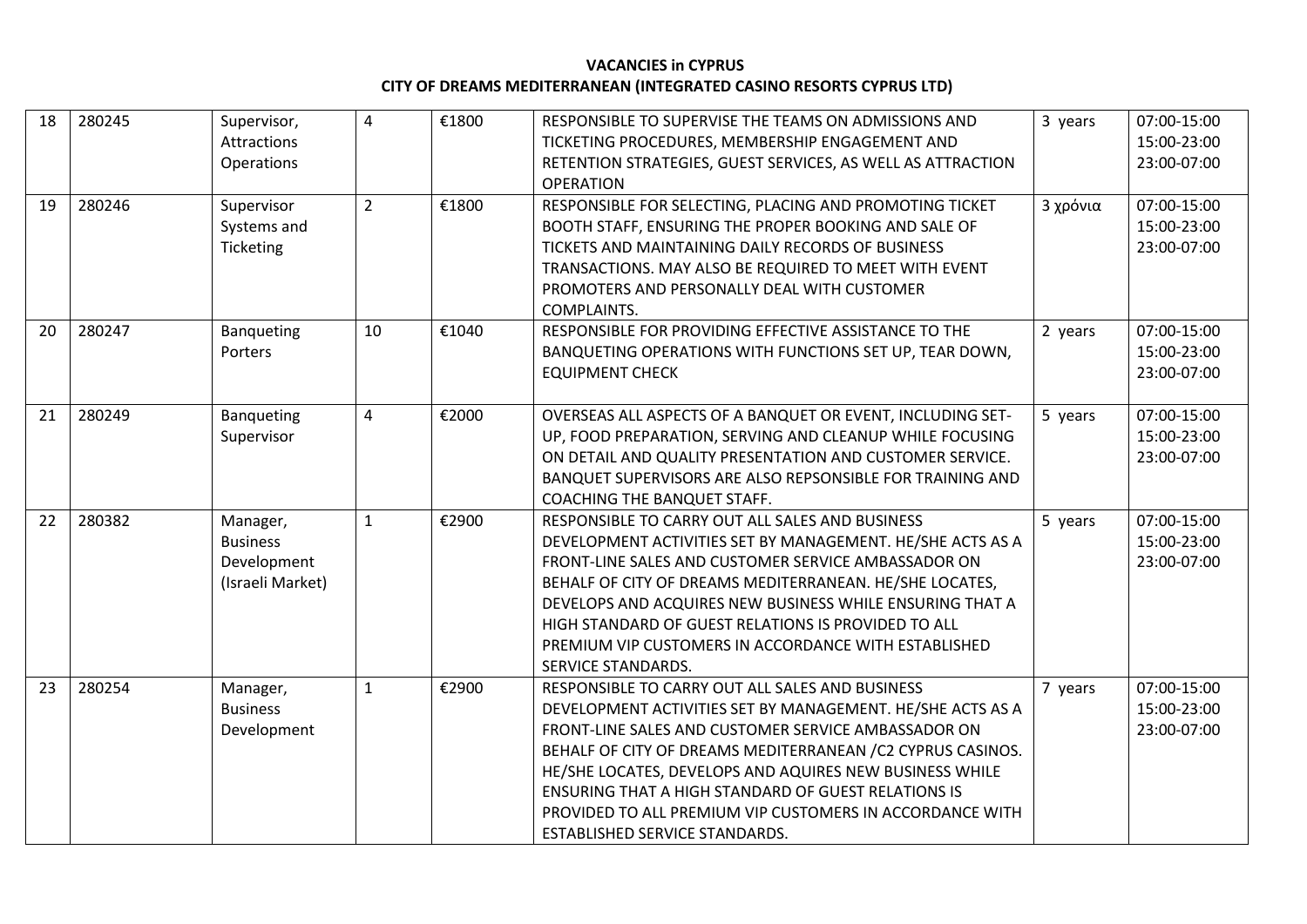**VACANCIES in CYPRUS**
**CITY OF DREAMS MEDITERRANEAN (INTEGRATED CASINO RESORTS CYPRUS LTD)**

| | | | | | | | |
|---|---|---|---|---|---|---|---|
| 18 | 280245 | Supervisor, Attractions Operations | 4 | €1800 | RESPONSIBLE TO SUPERVISE THE TEAMS ON ADMISSIONS AND TICKETING PROCEDURES, MEMBERSHIP ENGAGEMENT AND RETENTION STRATEGIES, GUEST SERVICES, AS WELL AS ATTRACTION OPERATION | 3 years | 07:00-15:00 15:00-23:00 23:00-07:00 |
| 19 | 280246 | Supervisor Systems and Ticketing | 2 | €1800 | RESPONSIBLE FOR SELECTING, PLACING AND PROMOTING TICKET BOOTH STAFF, ENSURING THE PROPER BOOKING AND SALE OF TICKETS AND MAINTAINING DAILY RECORDS OF BUSINESS TRANSACTIONS. MAY ALSO BE REQUIRED TO MEET WITH EVENT PROMOTERS AND PERSONALLY DEAL WITH CUSTOMER COMPLAINTS. | 3 χρόνια | 07:00-15:00 15:00-23:00 23:00-07:00 |
| 20 | 280247 | Banqueting Porters | 10 | €1040 | RESPONSIBLE FOR PROVIDING EFFECTIVE ASSISTANCE TO THE BANQUETING OPERATIONS WITH FUNCTIONS SET UP, TEAR DOWN, EQUIPMENT CHECK | 2 years | 07:00-15:00 15:00-23:00 23:00-07:00 |
| 21 | 280249 | Banqueting Supervisor | 4 | €2000 | OVERSEAS ALL ASPECTS OF A BANQUET OR EVENT, INCLUDING SET-UP, FOOD PREPARATION, SERVING AND CLEANUP WHILE FOCUSING ON DETAIL AND QUALITY PRESENTATION AND CUSTOMER SERVICE. BANQUET SUPERVISORS ARE ALSO REPSONSIBLE FOR TRAINING AND COACHING THE BANQUET STAFF. | 5 years | 07:00-15:00 15:00-23:00 23:00-07:00 |
| 22 | 280382 | Manager, Business Development (Israeli Market) | 1 | €2900 | RESPONSIBLE TO CARRY OUT ALL SALES AND BUSINESS DEVELOPMENT ACTIVITIES SET BY MANAGEMENT. HE/SHE ACTS AS A FRONT-LINE SALES AND CUSTOMER SERVICE AMBASSADOR ON BEHALF OF CITY OF DREAMS MEDITERRANEAN. HE/SHE LOCATES, DEVELOPS AND ACQUIRES NEW BUSINESS WHILE ENSURING THAT A HIGH STANDARD OF GUEST RELATIONS IS PROVIDED TO ALL PREMIUM VIP CUSTOMERS IN ACCORDANCE WITH ESTABLISHED SERVICE STANDARDS. | 5 years | 07:00-15:00 15:00-23:00 23:00-07:00 |
| 23 | 280254 | Manager, Business Development | 1 | €2900 | RESPONSIBLE TO CARRY OUT ALL SALES AND BUSINESS DEVELOPMENT ACTIVITIES SET BY MANAGEMENT. HE/SHE ACTS AS A FRONT-LINE SALES AND CUSTOMER SERVICE AMBASSADOR ON BEHALF OF CITY OF DREAMS MEDITERRANEAN /C2 CYPRUS CASINOS. HE/SHE LOCATES, DEVELOPS AND AQUIRES NEW BUSINESS WHILE ENSURING THAT A HIGH STANDARD OF GUEST RELATIONS IS PROVIDED TO ALL PREMIUM VIP CUSTOMERS IN ACCORDANCE WITH ESTABLISHED SERVICE STANDARDS. | 7 years | 07:00-15:00 15:00-23:00 23:00-07:00 |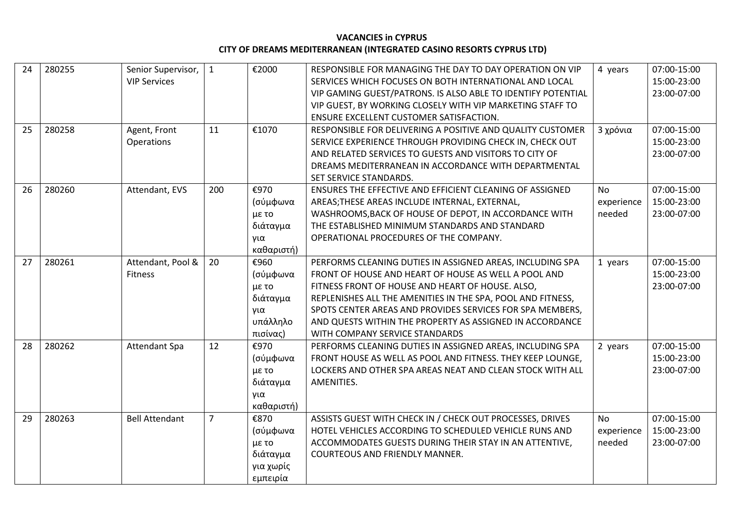**VACANCIES in CYPRUS**
**CITY OF DREAMS MEDITERRANEAN (INTEGRATED CASINO RESORTS CYPRUS LTD)**

| | | | | | | | |
|---|---|---|---|---|---|---|---|
| 24 | 280255 | Senior Supervisor, VIP Services | 1 | €2000 | RESPONSIBLE FOR MANAGING THE DAY TO DAY OPERATION ON VIP SERVICES WHICH FOCUSES ON BOTH INTERNATIONAL AND LOCAL VIP GAMING GUEST/PATRONS. IS ALSO ABLE TO IDENTIFY POTENTIAL VIP GUEST, BY WORKING CLOSELY WITH VIP MARKETING STAFF TO ENSURE EXCELLENT CUSTOMER SATISFACTION. | 4 years | 07:00-15:00 15:00-23:00 23:00-07:00 |
| 25 | 280258 | Agent, Front Operations | 11 | €1070 | RESPONSIBLE FOR DELIVERING A POSITIVE AND QUALITY CUSTOMER SERVICE EXPERIENCE THROUGH PROVIDING CHECK IN, CHECK OUT AND RELATED SERVICES TO GUESTS AND VISITORS TO CITY OF DREAMS MEDITERRANEAN IN ACCORDANCE WITH DEPARTMENTAL SET SERVICE STANDARDS. | 3 χρόνια | 07:00-15:00 15:00-23:00 23:00-07:00 |
| 26 | 280260 | Attendant, EVS | 200 | €970 (σύμφωνα με το διάταγμα για καθαριστή) | ENSURES THE EFFECTIVE AND EFFICIENT CLEANING OF ASSIGNED AREAS;THESE AREAS INCLUDE INTERNAL, EXTERNAL, WASHROOMS,BACK OF HOUSE OF DEPOT, IN ACCORDANCE WITH THE ESTABLISHED MINIMUM STANDARDS AND STANDARD OPERATIONAL PROCEDURES OF THE COMPANY. | No experience needed | 07:00-15:00 15:00-23:00 23:00-07:00 |
| 27 | 280261 | Attendant, Pool & Fitness | 20 | €960 (σύμφωνα με το διάταγμα για υπάλληλο πισίνας) | PERFORMS CLEANING DUTIES IN ASSIGNED AREAS, INCLUDING SPA FRONT OF HOUSE AND HEART OF HOUSE AS WELL A POOL AND FITNESS FRONT OF HOUSE AND HEART OF HOUSE. ALSO, REPLENISHES ALL THE AMENITIES IN THE SPA, POOL AND FITNESS, SPOTS CENTER AREAS AND PROVIDES SERVICES FOR SPA MEMBERS, AND QUESTS WITHIN THE PROPERTY AS ASSIGNED IN ACCORDANCE WITH COMPANY SERVICE STANDARDS | 1 years | 07:00-15:00 15:00-23:00 23:00-07:00 |
| 28 | 280262 | Attendant Spa | 12 | €970 (σύμφωνα με το διάταγμα για καθαριστή) | PERFORMS CLEANING DUTIES IN ASSIGNED AREAS, INCLUDING SPA FRONT HOUSE AS WELL AS POOL AND FITNESS. THEY KEEP LOUNGE, LOCKERS AND OTHER SPA AREAS NEAT AND CLEAN STOCK WITH ALL AMENITIES. | 2 years | 07:00-15:00 15:00-23:00 23:00-07:00 |
| 29 | 280263 | Bell Attendant | 7 | €870 (σύμφωνα με το διάταγμα για χωρίς εμπειρία | ASSISTS GUEST WITH CHECK IN / CHECK OUT PROCESSES, DRIVES HOTEL VEHICLES ACCORDING TO SCHEDULED VEHICLE RUNS AND ACCOMMODATES GUESTS DURING THEIR STAY IN AN ATTENTIVE, COURTEOUS AND FRIENDLY MANNER. | No experience needed | 07:00-15:00 15:00-23:00 23:00-07:00 |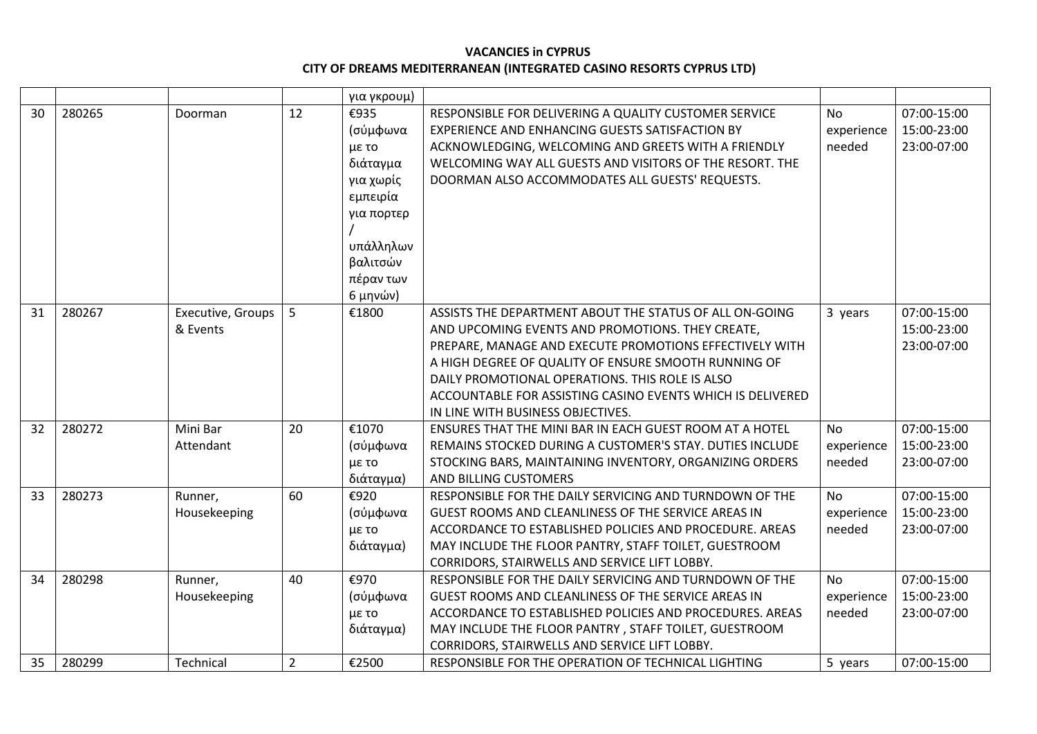**VACANCIES in CYPRUS**
**CITY OF DREAMS MEDITERRANEAN (INTEGRATED CASINO RESORTS CYPRUS LTD)**

| | | | | | | | |
|---|---|---|---|---|---|---|---|
| | | | | για γκρουμ) | | | |
| 30 | 280265 | Doorman | 12 | €935 (σύμφωνα με το διάταγμα για χωρίς εμπειρία για πορτερ / υπάλληλων βαλιτσών πέραν των 6 μηνών) | RESPONSIBLE FOR DELIVERING A QUALITY CUSTOMER SERVICE EXPERIENCE AND ENHANCING GUESTS SATISFACTION BY ACKNOWLEDGING, WELCOMING AND GREETS WITH A FRIENDLY WELCOMING WAY ALL GUESTS AND VISITORS OF THE RESORT. THE DOORMAN ALSO ACCOMMODATES ALL GUESTS' REQUESTS. | No experience needed | 07:00-15:00 15:00-23:00 23:00-07:00 |
| 31 | 280267 | Executive, Groups & Events | 5 | €1800 | ASSISTS THE DEPARTMENT ABOUT THE STATUS OF ALL ON-GOING AND UPCOMING EVENTS AND PROMOTIONS. THEY CREATE, PREPARE, MANAGE AND EXECUTE PROMOTIONS EFFECTIVELY WITH A HIGH DEGREE OF QUALITY OF ENSURE SMOOTH RUNNING OF DAILY PROMOTIONAL OPERATIONS. THIS ROLE IS ALSO ACCOUNTABLE FOR ASSISTING CASINO EVENTS WHICH IS DELIVERED IN LINE WITH BUSINESS OBJECTIVES. | 3 years | 07:00-15:00 15:00-23:00 23:00-07:00 |
| 32 | 280272 | Mini Bar Attendant | 20 | €1070 (σύμφωνα με το διάταγμα) | ENSURES THAT THE MINI BAR IN EACH GUEST ROOM AT A HOTEL REMAINS STOCKED DURING A CUSTOMER'S STAY. DUTIES INCLUDE STOCKING BARS, MAINTAINING INVENTORY, ORGANIZING ORDERS AND BILLING CUSTOMERS | No experience needed | 07:00-15:00 15:00-23:00 23:00-07:00 |
| 33 | 280273 | Runner, Housekeeping | 60 | €920 (σύμφωνα με το διάταγμα) | RESPONSIBLE FOR THE DAILY SERVICING AND TURNDOWN OF THE GUEST ROOMS AND CLEANLINESS OF THE SERVICE AREAS IN ACCORDANCE TO ESTABLISHED POLICIES AND PROCEDURE. AREAS MAY INCLUDE THE FLOOR PANTRY, STAFF TOILET, GUESTROOM CORRIDORS, STAIRWELLS AND SERVICE LIFT LOBBY. | No experience needed | 07:00-15:00 15:00-23:00 23:00-07:00 |
| 34 | 280298 | Runner, Housekeeping | 40 | €970 (σύμφωνα με το διάταγμα) | RESPONSIBLE FOR THE DAILY SERVICING AND TURNDOWN OF THE GUEST ROOMS AND CLEANLINESS OF THE SERVICE AREAS IN ACCORDANCE TO ESTABLISHED POLICIES AND PROCEDURES. AREAS MAY INCLUDE THE FLOOR PANTRY , STAFF TOILET, GUESTROOM CORRIDORS, STAIRWELLS AND SERVICE LIFT LOBBY. | No experience needed | 07:00-15:00 15:00-23:00 23:00-07:00 |
| 35 | 280299 | Technical | 2 | €2500 | RESPONSIBLE FOR THE OPERATION OF TECHNICAL LIGHTING | 5 years | 07:00-15:00 |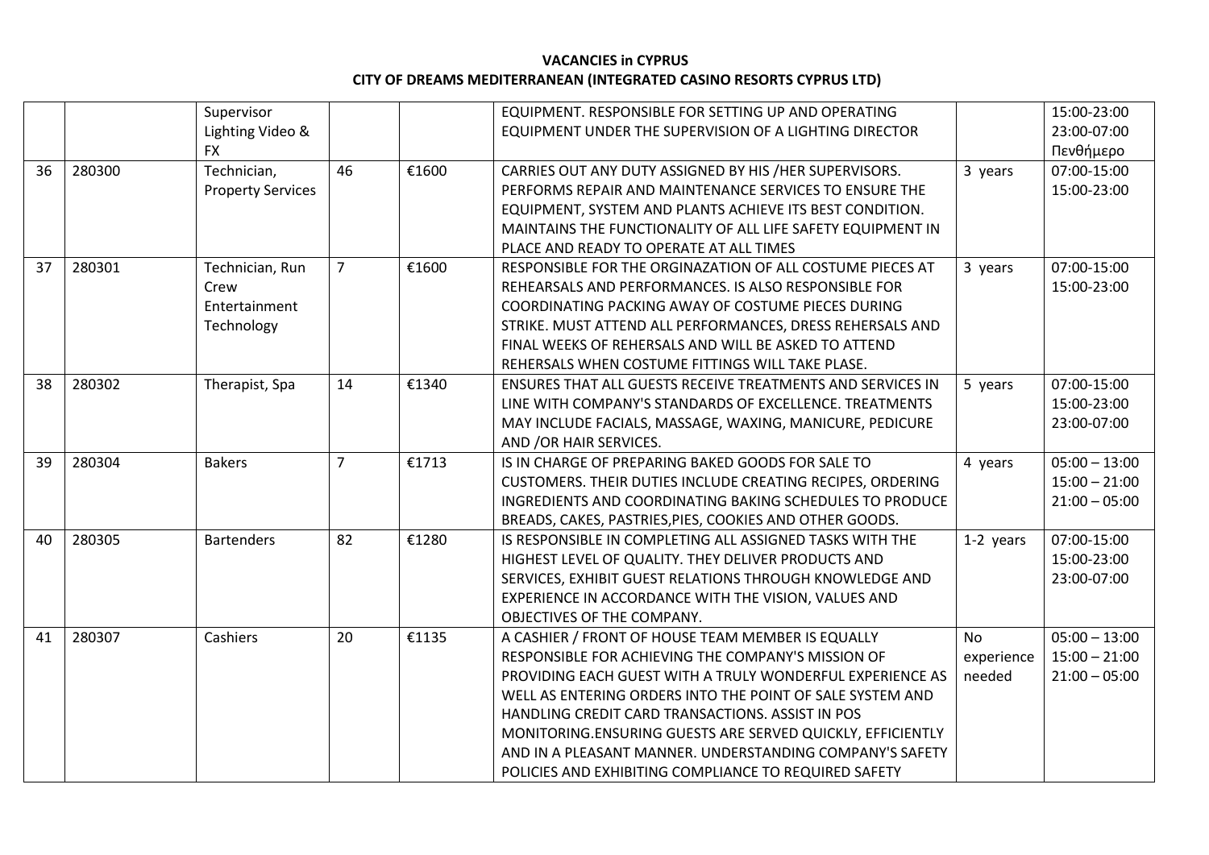**VACANCIES in CYPRUS**
**CITY OF DREAMS MEDITERRANEAN (INTEGRATED CASINO RESORTS CYPRUS LTD)**

| | | | | | | | |
|---|---|---|---|---|---|---|---|
| | | Supervisor Lighting Video & FX | | | EQUIPMENT. RESPONSIBLE FOR SETTING UP AND OPERATING EQUIPMENT UNDER THE SUPERVISION OF A LIGHTING DIRECTOR | | 15:00-23:00 23:00-07:00 Πενθήμερο |
| 36 | 280300 | Technician, Property Services | 46 | €1600 | CARRIES OUT ANY DUTY ASSIGNED BY HIS /HER SUPERVISORS. PERFORMS REPAIR AND MAINTENANCE SERVICES TO ENSURE THE EQUIPMENT, SYSTEM AND PLANTS ACHIEVE ITS BEST CONDITION. MAINTAINS THE FUNCTIONALITY OF ALL LIFE SAFETY EQUIPMENT IN PLACE AND READY TO OPERATE AT ALL TIMES | 3 years | 07:00-15:00 15:00-23:00 |
| 37 | 280301 | Technician, Run Crew Entertainment Technology | 7 | €1600 | RESPONSIBLE FOR THE ORGINAZATION OF ALL COSTUME PIECES AT REHEARSALS AND PERFORMANCES. IS ALSO RESPONSIBLE FOR COORDINATING PACKING AWAY OF COSTUME PIECES DURING STRIKE. MUST ATTEND ALL PERFORMANCES, DRESS REHERSALS AND FINAL WEEKS OF REHERSALS AND WILL BE ASKED TO ATTEND REHERSALS WHEN COSTUME FITTINGS WILL TAKE PLASE. | 3 years | 07:00-15:00 15:00-23:00 |
| 38 | 280302 | Therapist, Spa | 14 | €1340 | ENSURES THAT ALL GUESTS RECEIVE TREATMENTS AND SERVICES IN LINE WITH COMPANY'S STANDARDS OF EXCELLENCE. TREATMENTS MAY INCLUDE FACIALS, MASSAGE, WAXING, MANICURE, PEDICURE AND /OR HAIR SERVICES. | 5 years | 07:00-15:00 15:00-23:00 23:00-07:00 |
| 39 | 280304 | Bakers | 7 | €1713 | IS IN CHARGE OF PREPARING BAKED GOODS FOR SALE TO CUSTOMERS. THEIR DUTIES INCLUDE CREATING RECIPES, ORDERING INGREDIENTS AND COORDINATING BAKING SCHEDULES TO PRODUCE BREADS, CAKES, PASTRIES,PIES, COOKIES AND OTHER GOODS. | 4 years | 05:00 – 13:00 15:00 – 21:00 21:00 – 05:00 |
| 40 | 280305 | Bartenders | 82 | €1280 | IS RESPONSIBLE IN COMPLETING ALL ASSIGNED TASKS WITH THE HIGHEST LEVEL OF QUALITY. THEY DELIVER PRODUCTS AND SERVICES, EXHIBIT GUEST RELATIONS THROUGH KNOWLEDGE AND EXPERIENCE IN ACCORDANCE WITH THE VISION, VALUES AND OBJECTIVES OF THE COMPANY. | 1-2 years | 07:00-15:00 15:00-23:00 23:00-07:00 |
| 41 | 280307 | Cashiers | 20 | €1135 | A CASHIER / FRONT OF HOUSE TEAM MEMBER IS EQUALLY RESPONSIBLE FOR ACHIEVING THE COMPANY'S MISSION OF PROVIDING EACH GUEST WITH A TRULY WONDERFUL EXPERIENCE AS WELL AS ENTERING ORDERS INTO THE POINT OF SALE SYSTEM AND HANDLING CREDIT CARD TRANSACTIONS. ASSIST IN POS MONITORING.ENSURING GUESTS ARE SERVED QUICKLY, EFFICIENTLY AND IN A PLEASANT MANNER. UNDERSTANDING COMPANY'S SAFETY POLICIES AND EXHIBITING COMPLIANCE TO REQUIRED SAFETY | No experience needed | 05:00 – 13:00 15:00 – 21:00 21:00 – 05:00 |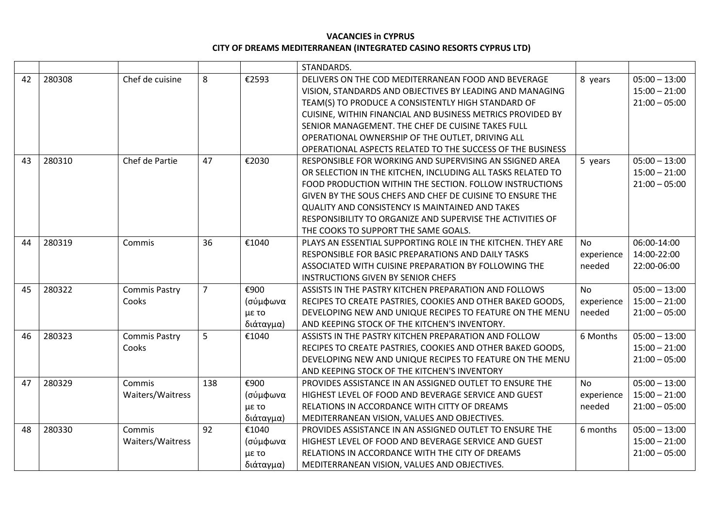**VACANCIES in CYPRUS**
**CITY OF DREAMS MEDITERRANEAN (INTEGRATED CASINO RESORTS CYPRUS LTD)**

| | | | | | | | |
|---|---|---|---|---|---|---|---|
| | | | | | STANDARDS. | | |
| 42 | 280308 | Chef de cuisine | 8 | €2593 | DELIVERS ON THE COD MEDITERRANEAN FOOD AND BEVERAGE VISION, STANDARDS AND OBJECTIVES BY LEADING AND MANAGING TEAM(S) TO PRODUCE A CONSISTENTLY HIGH STANDARD OF CUISINE, WITHIN FINANCIAL AND BUSINESS METRICS PROVIDED BY SENIOR MANAGEMENT. THE CHEF DE CUISINE TAKES FULL OPERATIONAL OWNERSHIP OF THE OUTLET, DRIVING ALL OPERATIONAL ASPECTS RELATED TO THE SUCCESS OF THE BUSINESS | 8 years | 05:00 – 13:00<br>15:00 – 21:00<br>21:00 – 05:00 |
| 43 | 280310 | Chef de Partie | 47 | €2030 | RESPONSIBLE FOR WORKING AND SUPERVISING AN SSIGNED AREA OR SELECTION IN THE KITCHEN, INCLUDING ALL TASKS RELATED TO FOOD PRODUCTION WITHIN THE SECTION. FOLLOW INSTRUCTIONS GIVEN BY THE SOUS CHEFS AND CHEF DE CUISINE TO ENSURE THE QUALITY AND CONSISTENCY IS MAINTAINED AND TAKES RESPONSIBILITY TO ORGANIZE AND SUPERVISE THE ACTIVITIES OF THE COOKS TO SUPPORT THE SAME GOALS. | 5 years | 05:00 – 13:00<br>15:00 – 21:00<br>21:00 – 05:00 |
| 44 | 280319 | Commis | 36 | €1040 | PLAYS AN ESSENTIAL SUPPORTING ROLE IN THE KITCHEN. THEY ARE RESPONSIBLE FOR BASIC PREPARATIONS AND DAILY TASKS ASSOCIATED WITH CUISINE PREPARATION BY FOLLOWING THE INSTRUCTIONS GIVEN BY SENIOR CHEFS | No experience needed | 06:00-14:00<br>14:00-22:00<br>22:00-06:00 |
| 45 | 280322 | Commis Pastry Cooks | 7 | €900 (σύμφωνα με το διάταγμα) | ASSISTS IN THE PASTRY KITCHEN PREPARATION AND FOLLOWS RECIPES TO CREATE PASTRIES, COOKIES AND OTHER BAKED GOODS, DEVELOPING NEW AND UNIQUE RECIPES TO FEATURE ON THE MENU AND KEEPING STOCK OF THE KITCHEN'S INVENTORY. | No experience needed | 05:00 – 13:00<br>15:00 – 21:00<br>21:00 – 05:00 |
| 46 | 280323 | Commis Pastry Cooks | 5 | €1040 | ASSISTS IN THE PASTRY KITCHEN PREPARATION AND FOLLOW RECIPES TO CREATE PASTRIES, COOKIES AND OTHER BAKED GOODS, DEVELOPING NEW AND UNIQUE RECIPES TO FEATURE ON THE MENU AND KEEPING STOCK OF THE KITCHEN'S INVENTORY | 6 Months | 05:00 – 13:00<br>15:00 – 21:00<br>21:00 – 05:00 |
| 47 | 280329 | Commis Waiters/Waitress | 138 | €900 (σύμφωνα με το διάταγμα) | PROVIDES ASSISTANCE IN AN ASSIGNED OUTLET TO ENSURE THE HIGHEST LEVEL OF FOOD AND BEVERAGE SERVICE AND GUEST RELATIONS IN ACCORDANCE WITH CITTY OF DREAMS MEDITERRANEAN VISION, VALUES AND OBJECTIVES. | No experience needed | 05:00 – 13:00<br>15:00 – 21:00<br>21:00 – 05:00 |
| 48 | 280330 | Commis Waiters/Waitress | 92 | €1040 (σύμφωνα με το διάταγμα) | PROVIDES ASSISTANCE IN AN ASSIGNED OUTLET TO ENSURE THE HIGHEST LEVEL OF FOOD AND BEVERAGE SERVICE AND GUEST RELATIONS IN ACCORDANCE WITH THE CITY OF DREAMS MEDITERRANEAN VISION, VALUES AND OBJECTIVES. | 6 months | 05:00 – 13:00<br>15:00 – 21:00<br>21:00 – 05:00 |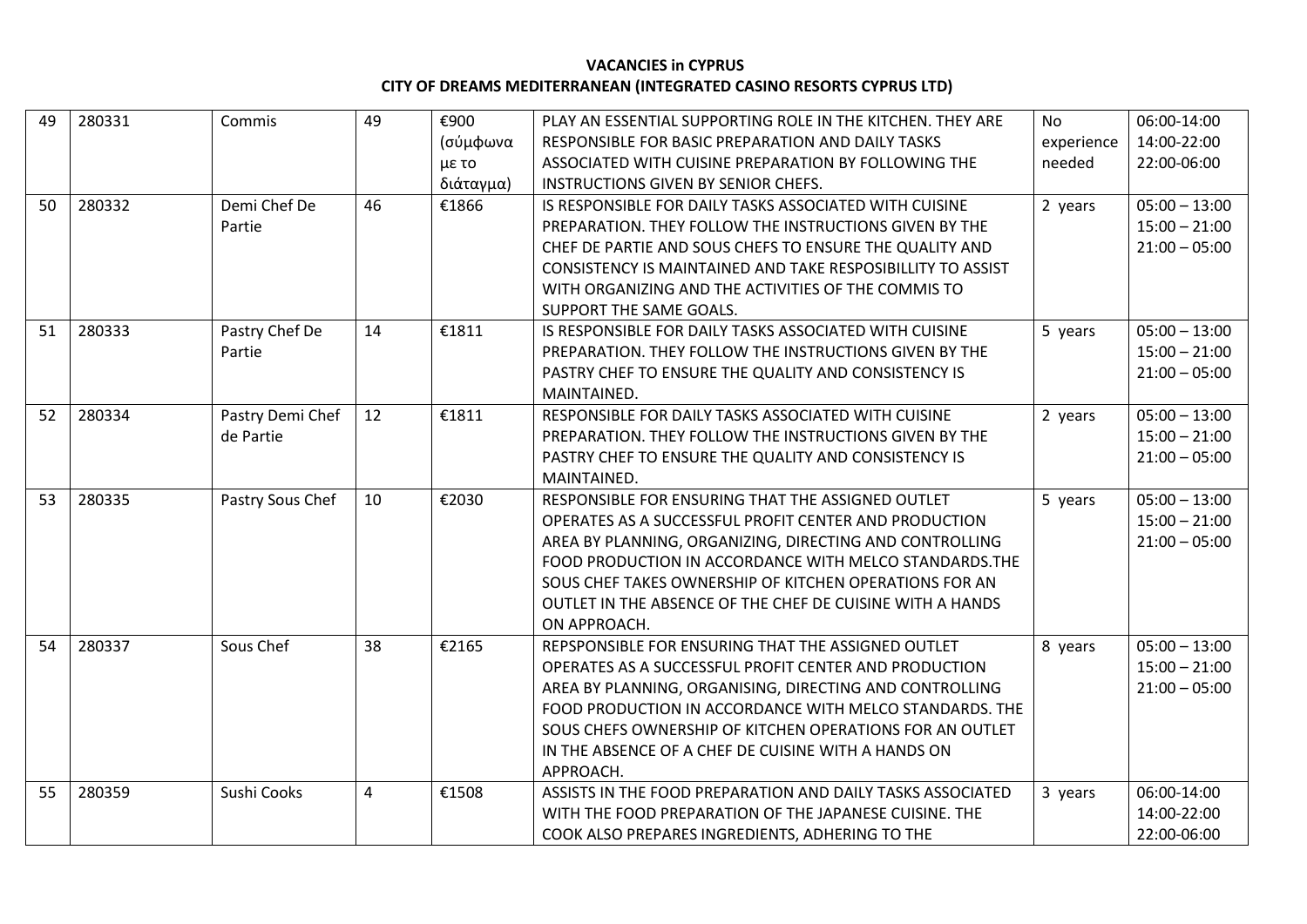**VACANCIES in CYPRUS**
**CITY OF DREAMS MEDITERRANEAN (INTEGRATED CASINO RESORTS CYPRUS LTD)**

| | | | | | | | |
|---|---|---|---|---|---|---|---|
| 49 | 280331 | Commis | 49 | €900 (σύμφωνα με το διάταγμα) | PLAY AN ESSENTIAL SUPPORTING ROLE IN THE KITCHEN. THEY ARE RESPONSIBLE FOR BASIC PREPARATION AND DAILY TASKS ASSOCIATED WITH CUISINE PREPARATION BY FOLLOWING THE INSTRUCTIONS GIVEN BY SENIOR CHEFS. | No experience needed | 06:00-14:00 14:00-22:00 22:00-06:00 |
| 50 | 280332 | Demi Chef De Partie | 46 | €1866 | IS RESPONSIBLE FOR DAILY TASKS ASSOCIATED WITH CUISINE PREPARATION. THEY FOLLOW THE INSTRUCTIONS GIVEN BY THE CHEF DE PARTIE AND SOUS CHEFS TO ENSURE THE QUALITY AND CONSISTENCY IS MAINTAINED AND TAKE RESPOSIBILLITY TO ASSIST WITH ORGANIZING AND THE ACTIVITIES OF THE COMMIS TO SUPPORT THE SAME GOALS. | 2 years | 05:00 – 13:00 15:00 – 21:00 21:00 – 05:00 |
| 51 | 280333 | Pastry Chef De Partie | 14 | €1811 | IS RESPONSIBLE FOR DAILY TASKS ASSOCIATED WITH CUISINE PREPARATION. THEY FOLLOW THE INSTRUCTIONS GIVEN BY THE PASTRY CHEF TO ENSURE THE QUALITY AND CONSISTENCY IS MAINTAINED. | 5 years | 05:00 – 13:00 15:00 – 21:00 21:00 – 05:00 |
| 52 | 280334 | Pastry Demi Chef de Partie | 12 | €1811 | RESPONSIBLE FOR DAILY TASKS ASSOCIATED WITH CUISINE PREPARATION. THEY FOLLOW THE INSTRUCTIONS GIVEN BY THE PASTRY CHEF TO ENSURE THE QUALITY AND CONSISTENCY IS MAINTAINED. | 2 years | 05:00 – 13:00 15:00 – 21:00 21:00 – 05:00 |
| 53 | 280335 | Pastry Sous Chef | 10 | €2030 | RESPONSIBLE FOR ENSURING THAT THE ASSIGNED OUTLET OPERATES AS A SUCCESSFUL PROFIT CENTER AND PRODUCTION AREA BY PLANNING, ORGANIZING, DIRECTING AND CONTROLLING FOOD PRODUCTION IN ACCORDANCE WITH MELCO STANDARDS.THE SOUS CHEF TAKES OWNERSHIP OF KITCHEN OPERATIONS FOR AN OUTLET IN THE ABSENCE OF THE CHEF DE CUISINE WITH A HANDS ON APPROACH. | 5 years | 05:00 – 13:00 15:00 – 21:00 21:00 – 05:00 |
| 54 | 280337 | Sous Chef | 38 | €2165 | REPSPONSIBLE FOR ENSURING THAT THE ASSIGNED OUTLET OPERATES AS A SUCCESSFUL PROFIT CENTER AND PRODUCTION AREA BY PLANNING, ORGANISING, DIRECTING AND CONTROLLING FOOD PRODUCTION IN ACCORDANCE WITH MELCO STANDARDS. THE SOUS CHEFS OWNERSHIP OF KITCHEN OPERATIONS FOR AN OUTLET IN THE ABSENCE OF A CHEF DE CUISINE WITH A HANDS ON APPROACH. | 8 years | 05:00 – 13:00 15:00 – 21:00 21:00 – 05:00 |
| 55 | 280359 | Sushi Cooks | 4 | €1508 | ASSISTS IN THE FOOD PREPARATION AND DAILY TASKS ASSOCIATED WITH THE FOOD PREPARATION OF THE JAPANESE CUISINE. THE COOK ALSO PREPARES INGREDIENTS, ADHERING TO THE | 3 years | 06:00-14:00 14:00-22:00 22:00-06:00 |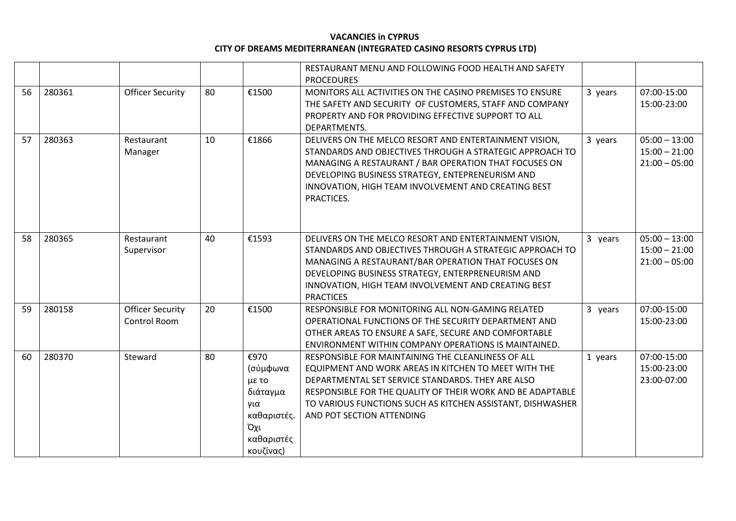**VACANCIES in CYPRUS**
**CITY OF DREAMS MEDITERRANEAN (INTEGRATED CASINO RESORTS CYPRUS LTD)**

| | | | | | | | |
|---|---|---|---|---|---|---|---|
| | | | | | RESTAURANT MENU AND FOLLOWING FOOD HEALTH AND SAFETY PROCEDURES | | |
| 56 | 280361 | Officer Security | 80 | €1500 | MONITORS ALL ACTIVITIES ON THE CASINO PREMISES TO ENSURE THE SAFETY AND SECURITY OF CUSTOMERS, STAFF AND COMPANY PROPERTY AND FOR PROVIDING EFFECTIVE SUPPORT TO ALL DEPARTMENTS. | 3 years | 07:00-15:00<br>15:00-23:00 |
| 57 | 280363 | Restaurant Manager | 10 | €1866 | DELIVERS ON THE MELCO RESORT AND ENTERTAINMENT VISION, STANDARDS AND OBJECTIVES THROUGH A STRATEGIC APPROACH TO MANAGING A RESTAURANT / BAR OPERATION THAT FOCUSES ON DEVELOPING BUSINESS STRATEGY, ENTEPRENEURISM AND INNOVATION, HIGH TEAM INVOLVEMENT AND CREATING BEST PRACTICES. | 3 years | 05:00 – 13:00<br>15:00 – 21:00<br>21:00 – 05:00 |
| 58 | 280365 | Restaurant Supervisor | 40 | €1593 | DELIVERS ON THE MELCO RESORT AND ENTERTAINMENT VISION, STANDARDS AND OBJECTIVES THROUGH A STRATEGIC APPROACH TO MANAGING A RESTAURANT/BAR OPERATION THAT FOCUSES ON DEVELOPING BUSINESS STRATEGY, ENTERPRENEURISM AND INNOVATION, HIGH TEAM INVOLVEMENT AND CREATING BEST PRACTICES | 3 years | 05:00 – 13:00<br>15:00 – 21:00<br>21:00 – 05:00 |
| 59 | 280158 | Officer Security Control Room | 20 | €1500 | RESPONSIBLE FOR MONITORING ALL NON-GAMING RELATED OPERATIONAL FUNCTIONS OF THE SECURITY DEPARTMENT AND OTHER AREAS TO ENSURE A SAFE, SECURE AND COMFORTABLE ENVIRONMENT WITHIN COMPANY OPERATIONS IS MAINTAINED. | 3 years | 07:00-15:00<br>15:00-23:00 |
| 60 | 280370 | Steward | 80 | €970 (σύμφωνα με το διάταγμα για καθαριστές. Όχι καθαριστές κουζίνας) | RESPONSIBLE FOR MAINTAINING THE CLEANLINESS OF ALL EQUIPMENT AND WORK AREAS IN KITCHEN TO MEET WITH THE DEPARTMENTAL SET SERVICE STANDARDS. THEY ARE ALSO RESPONSIBLE FOR THE QUALITY OF THEIR WORK AND BE ADAPTABLE TO VARIOUS FUNCTIONS SUCH AS KITCHEN ASSISTANT, DISHWASHER AND POT SECTION ATTENDING | 1 years | 07:00-15:00<br>15:00-23:00<br>23:00-07:00 |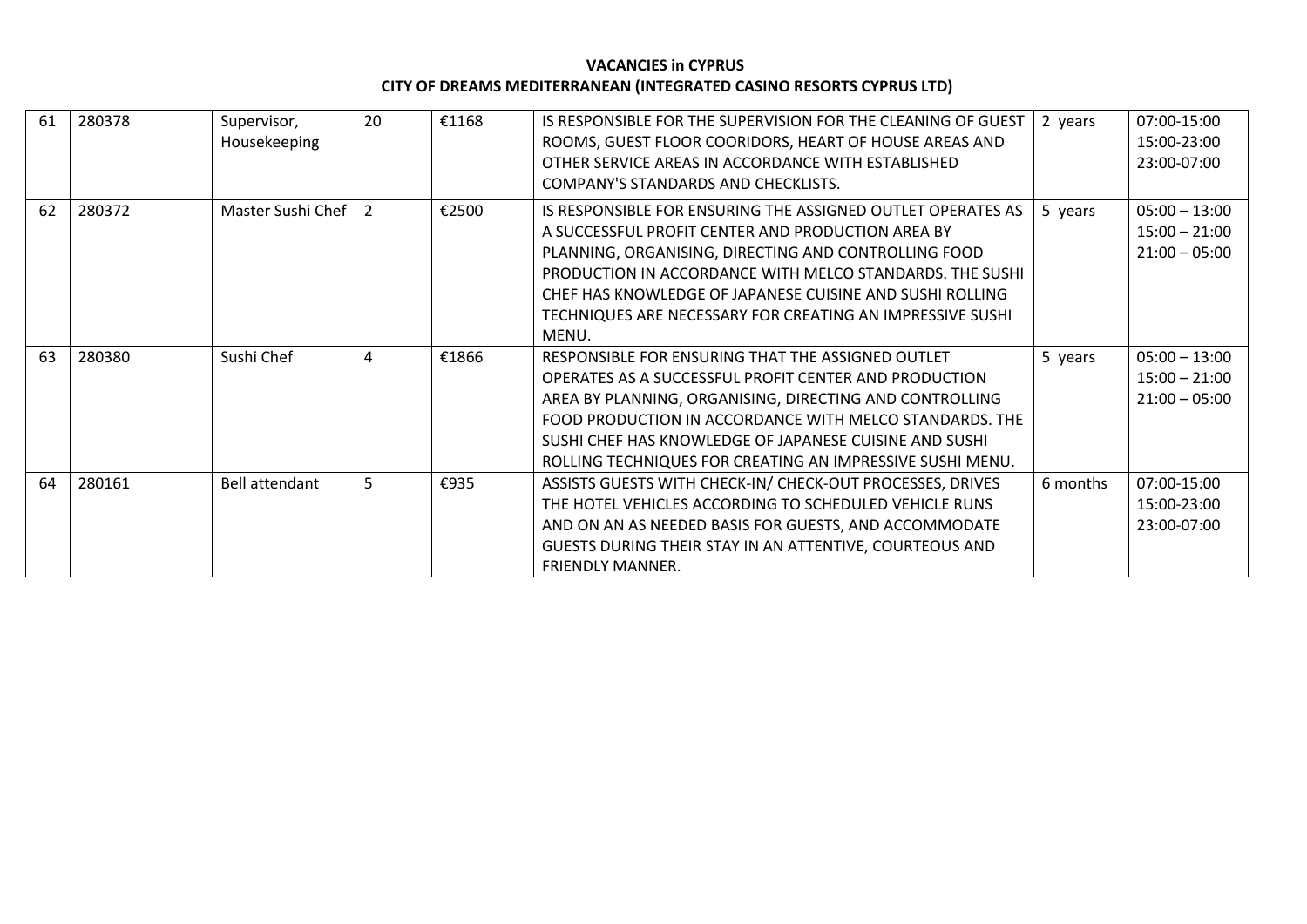**VACANCIES in CYPRUS**

**CITY OF DREAMS MEDITERRANEAN (INTEGRATED CASINO RESORTS CYPRUS LTD)**

| | | | | | | | |
|---|---|---|---|---|---|---|---|
| 61 | 280378 | Supervisor, Housekeeping | 20 | €1168 | IS RESPONSIBLE FOR THE SUPERVISION FOR THE CLEANING OF GUEST ROOMS, GUEST FLOOR COORIDORS, HEART OF HOUSE AREAS AND OTHER SERVICE AREAS IN ACCORDANCE WITH ESTABLISHED COMPANY'S STANDARDS AND CHECKLISTS. | 2 years | 07:00-15:00<br>15:00-23:00<br>23:00-07:00 |
| 62 | 280372 | Master Sushi Chef | 2 | €2500 | IS RESPONSIBLE FOR ENSURING THE ASSIGNED OUTLET OPERATES AS A SUCCESSFUL PROFIT CENTER AND PRODUCTION AREA BY PLANNING, ORGANISING, DIRECTING AND CONTROLLING FOOD PRODUCTION IN ACCORDANCE WITH MELCO STANDARDS. THE SUSHI CHEF HAS KNOWLEDGE OF JAPANESE CUISINE AND SUSHI ROLLING TECHNIQUES ARE NECESSARY FOR CREATING AN IMPRESSIVE SUSHI MENU. | 5 years | 05:00 – 13:00<br>15:00 – 21:00<br>21:00 – 05:00 |
| 63 | 280380 | Sushi Chef | 4 | €1866 | RESPONSIBLE FOR ENSURING THAT THE ASSIGNED OUTLET OPERATES AS A SUCCESSFUL PROFIT CENTER AND PRODUCTION AREA BY PLANNING, ORGANISING, DIRECTING AND CONTROLLING FOOD PRODUCTION IN ACCORDANCE WITH MELCO STANDARDS. THE SUSHI CHEF HAS KNOWLEDGE OF JAPANESE CUISINE AND SUSHI ROLLING TECHNIQUES FOR CREATING AN IMPRESSIVE SUSHI MENU. | 5 years | 05:00 – 13:00<br>15:00 – 21:00<br>21:00 – 05:00 |
| 64 | 280161 | Bell attendant | 5 | €935 | ASSISTS GUESTS WITH CHECK-IN/ CHECK-OUT PROCESSES, DRIVES THE HOTEL VEHICLES ACCORDING TO SCHEDULED VEHICLE RUNS AND ON AN AS NEEDED BASIS FOR GUESTS, AND ACCOMMODATE GUESTS DURING THEIR STAY IN AN ATTENTIVE, COURTEOUS AND FRIENDLY MANNER. | 6 months | 07:00-15:00<br>15:00-23:00<br>23:00-07:00 |